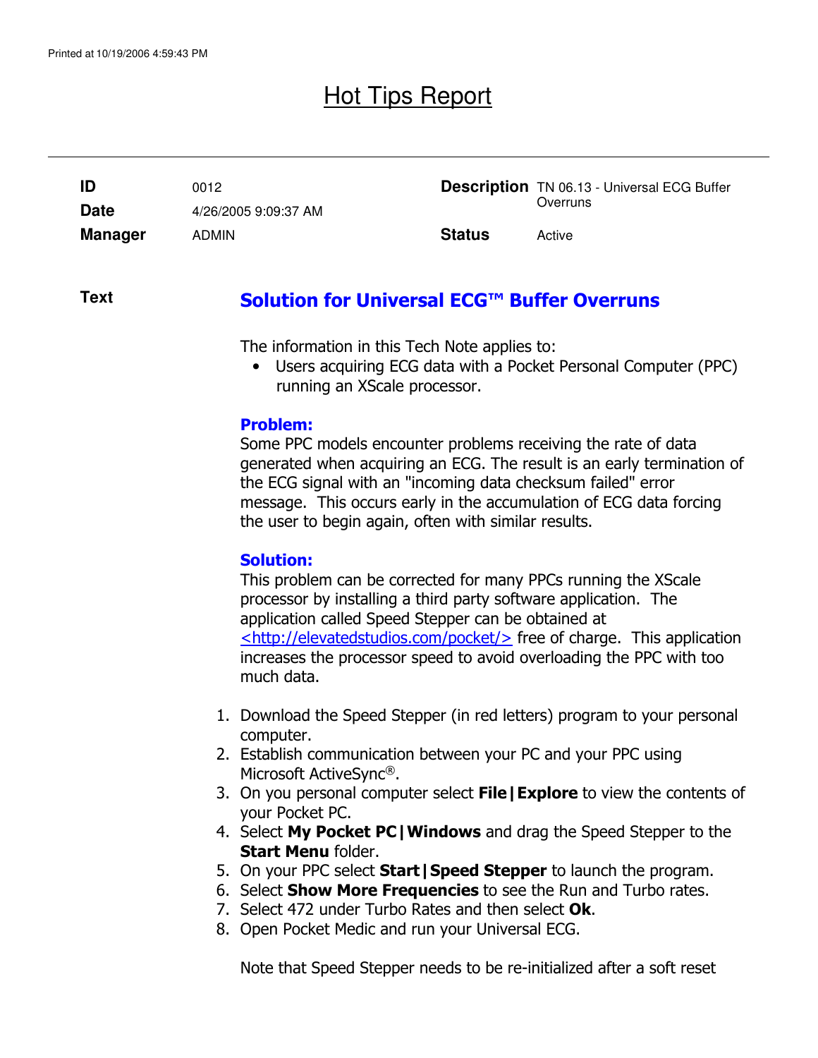Printed at 10/19/2006 4:59:43 PM

# Hot Tips Report

| | | | |
|---|---|---|---|
| **ID** | 0012 | **Description** | TN 06.13 - Universal ECG Buffer Overruns |
| **Date** | 4/26/2005 9:09:37 AM | | |
| **Manager** | ADMIN | **Status** | Active |

**Text**

## Solution for Universal ECG™ Buffer Overruns

The information in this Tech Note applies to:

- Users acquiring ECG data with a Pocket Personal Computer (PPC) running an XScale processor.

### Problem:

Some PPC models encounter problems receiving the rate of data generated when acquiring an ECG. The result is an early termination of the ECG signal with an "incoming data checksum failed" error message. This occurs early in the accumulation of ECG data forcing the user to begin again, often with similar results.

### Solution:

This problem can be corrected for many PPCs running the XScale processor by installing a third party software application. The application called Speed Stepper can be obtained at <http://elevatedstudios.com/pocket/> free of charge. This application increases the processor speed to avoid overloading the PPC with too much data.

1. Download the Speed Stepper (in red letters) program to your personal computer.
2. Establish communication between your PC and your PPC using Microsoft ActiveSync®.
3. On you personal computer select **File|Explore** to view the contents of your Pocket PC.
4. Select **My Pocket PC|Windows** and drag the Speed Stepper to the **Start Menu** folder.
5. On your PPC select **Start|Speed Stepper** to launch the program.
6. Select **Show More Frequencies** to see the Run and Turbo rates.
7. Select 472 under Turbo Rates and then select **Ok**.
8. Open Pocket Medic and run your Universal ECG.

Note that Speed Stepper needs to be re-initialized after a soft reset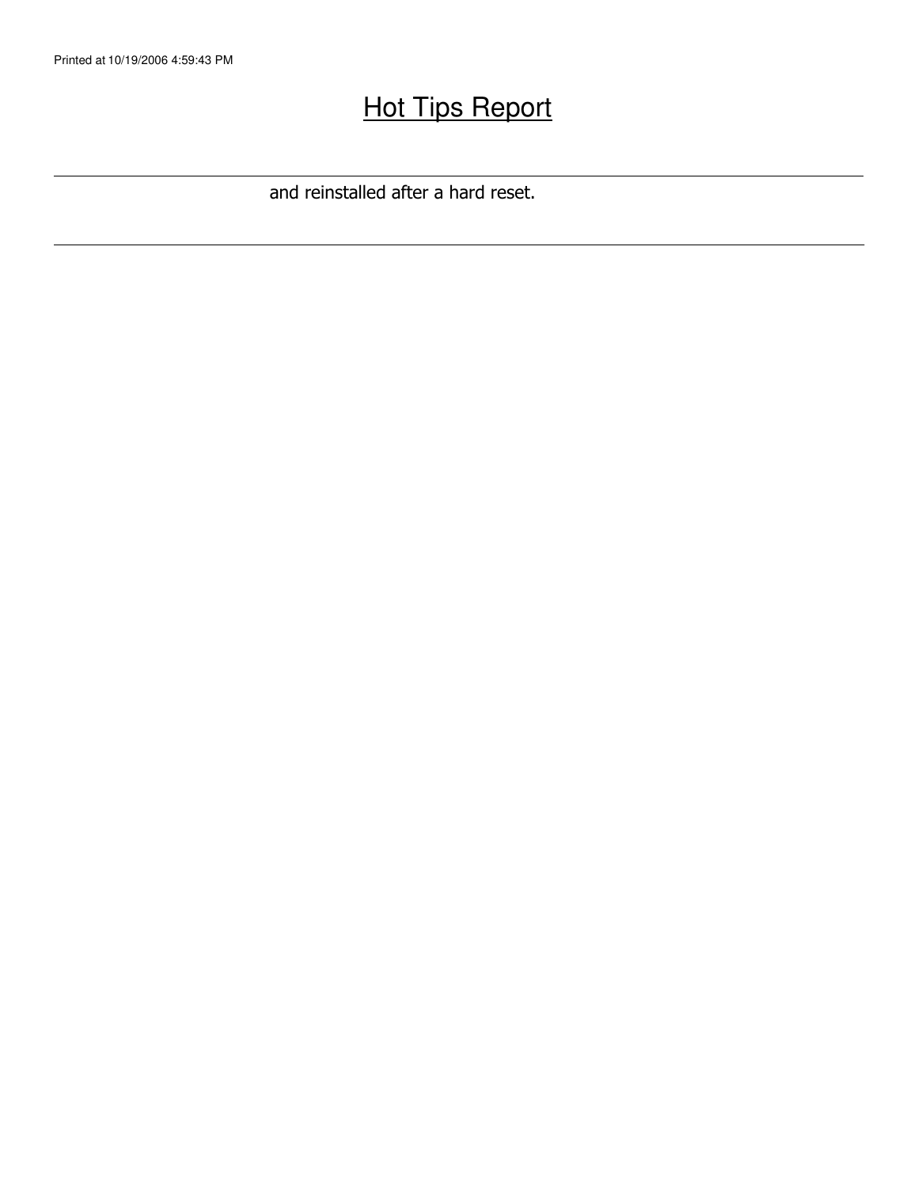and reinstalled after a hard reset.